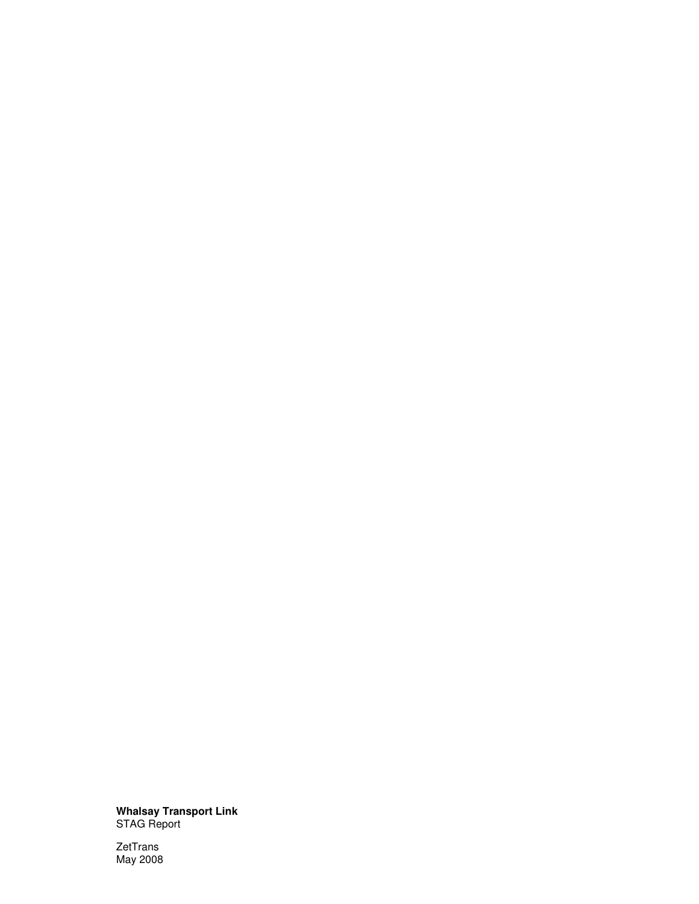**Whalsay Transport Link**
STAG Report

ZetTrans
May 2008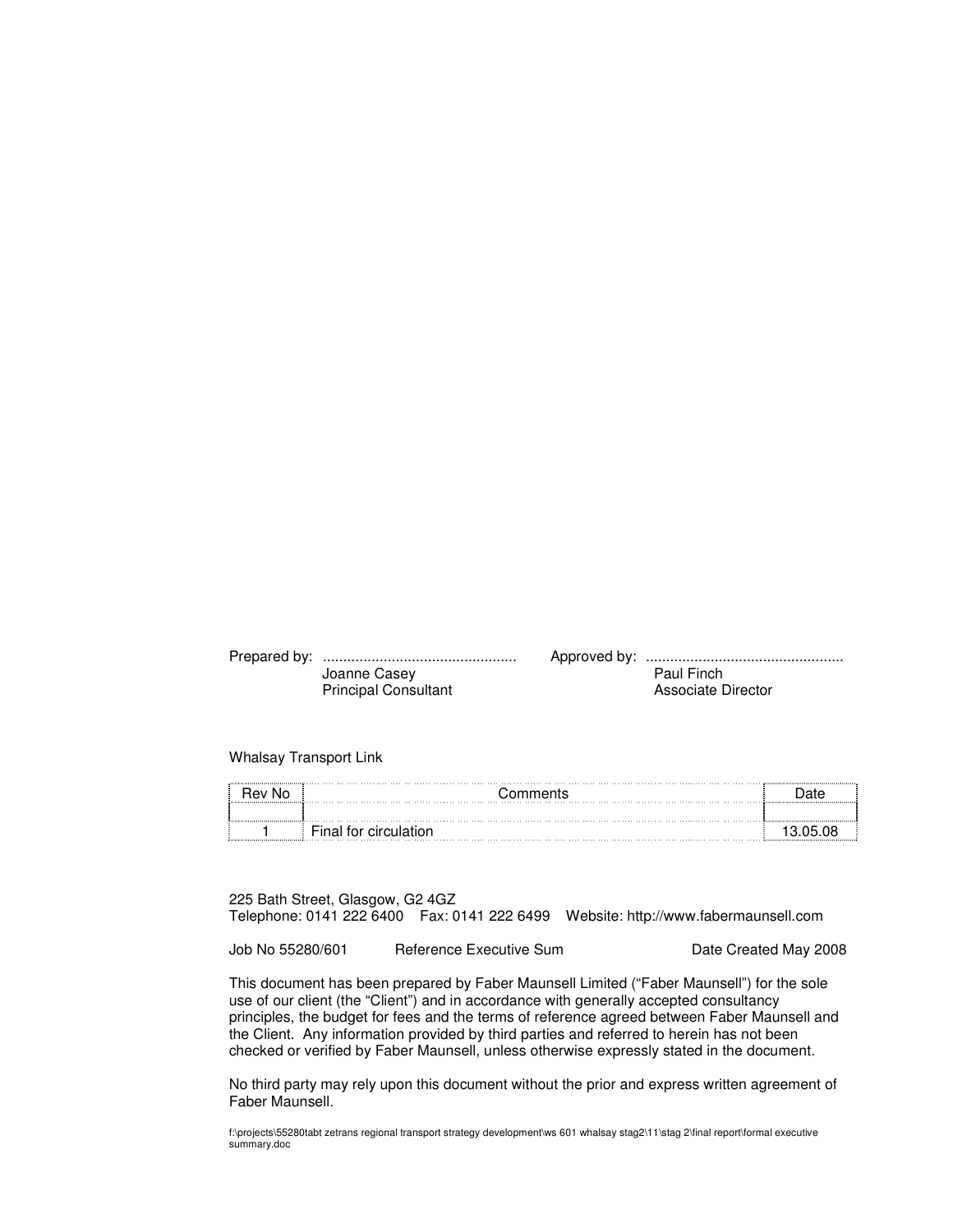Prepared by: ................................................ 
Joanne Casey 
Principal Consultant

Approved by: ................................................ 
Paul Finch 
Associate Director

Whalsay Transport Link

| Rev No | Comments | Date |
|---|---|---|
| | | |
| 1 | Final for circulation | 13.05.08 |

225 Bath Street, Glasgow, G2 4GZ
Telephone: 0141 222 6400 Fax: 0141 222 6499 Website: http://www.fabermaunsell.com

Job No 55280/601 Reference Executive Sum Date Created May 2008

This document has been prepared by Faber Maunsell Limited ("Faber Maunsell") for the sole use of our client (the "Client") and in accordance with generally accepted consultancy principles, the budget for fees and the terms of reference agreed between Faber Maunsell and the Client. Any information provided by third parties and referred to herein has not been checked or verified by Faber Maunsell, unless otherwise expressly stated in the document.

No third party may rely upon this document without the prior and express written agreement of Faber Maunsell.

f:\projects\55280tabt zetrans regional transport strategy development\ws 601 whalsay stag2\11\stag 2\final report\formal executive summary.doc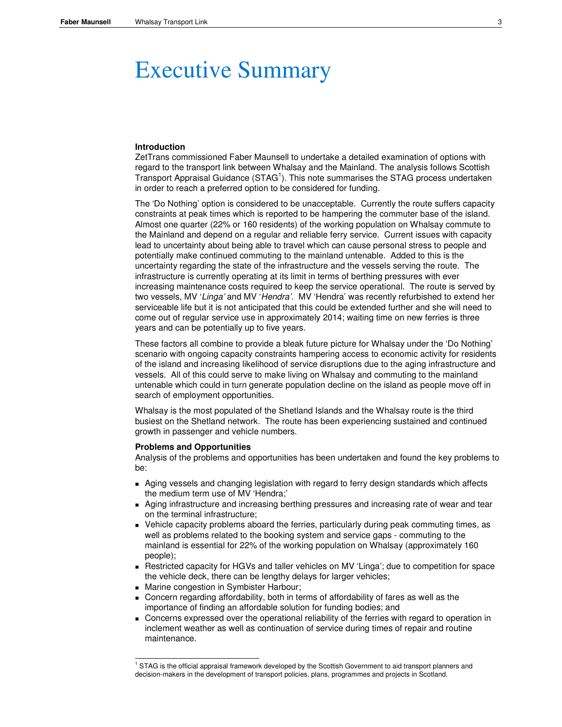# Executive Summary

**Introduction**

ZetTrans commissioned Faber Maunsell to undertake a detailed examination of options with regard to the transport link between Whalsay and the Mainland. The analysis follows Scottish Transport Appraisal Guidance (STAG[1]). This note summarises the STAG process undertaken in order to reach a preferred option to be considered for funding.

The 'Do Nothing' option is considered to be unacceptable. Currently the route suffers capacity constraints at peak times which is reported to be hampering the commuter base of the island. Almost one quarter (22% or 160 residents) of the working population on Whalsay commute to the Mainland and depend on a regular and reliable ferry service. Current issues with capacity lead to uncertainty about being able to travel which can cause personal stress to people and potentially make continued commuting to the mainland untenable. Added to this is the uncertainty regarding the state of the infrastructure and the vessels serving the route. The infrastructure is currently operating at its limit in terms of berthing pressures with ever increasing maintenance costs required to keep the service operational. The route is served by two vessels, MV '*Linga'* and MV '*Hendra'.* MV 'Hendra' was recently refurbished to extend her serviceable life but it is not anticipated that this could be extended further and she will need to come out of regular service use in approximately 2014; waiting time on new ferries is three years and can be potentially up to five years.

These factors all combine to provide a bleak future picture for Whalsay under the 'Do Nothing' scenario with ongoing capacity constraints hampering access to economic activity for residents of the island and increasing likelihood of service disruptions due to the aging infrastructure and vessels. All of this could serve to make living on Whalsay and commuting to the mainland untenable which could in turn generate population decline on the island as people move off in search of employment opportunities.

Whalsay is the most populated of the Shetland Islands and the Whalsay route is the third busiest on the Shetland network. The route has been experiencing sustained and continued growth in passenger and vehicle numbers.

**Problems and Opportunities**

Analysis of the problems and opportunities has been undertaken and found the key problems to be:

- Aging vessels and changing legislation with regard to ferry design standards which affects the medium term use of MV 'Hendra;'
- Aging infrastructure and increasing berthing pressures and increasing rate of wear and tear on the terminal infrastructure;
- Vehicle capacity problems aboard the ferries, particularly during peak commuting times, as well as problems related to the booking system and service gaps - commuting to the mainland is essential for 22% of the working population on Whalsay (approximately 160 people);
- Restricted capacity for HGVs and taller vehicles on MV 'Linga'; due to competition for space the vehicle deck, there can be lengthy delays for larger vehicles;
- Marine congestion in Symbister Harbour;
- Concern regarding affordability, both in terms of affordability of fares as well as the importance of finding an affordable solution for funding bodies; and
- Concerns expressed over the operational reliability of the ferries with regard to operation in inclement weather as well as continuation of service during times of repair and routine maintenance.

[1] STAG is the official appraisal framework developed by the Scottish Government to aid transport planners and decision-makers in the development of transport policies, plans, programmes and projects in Scotland.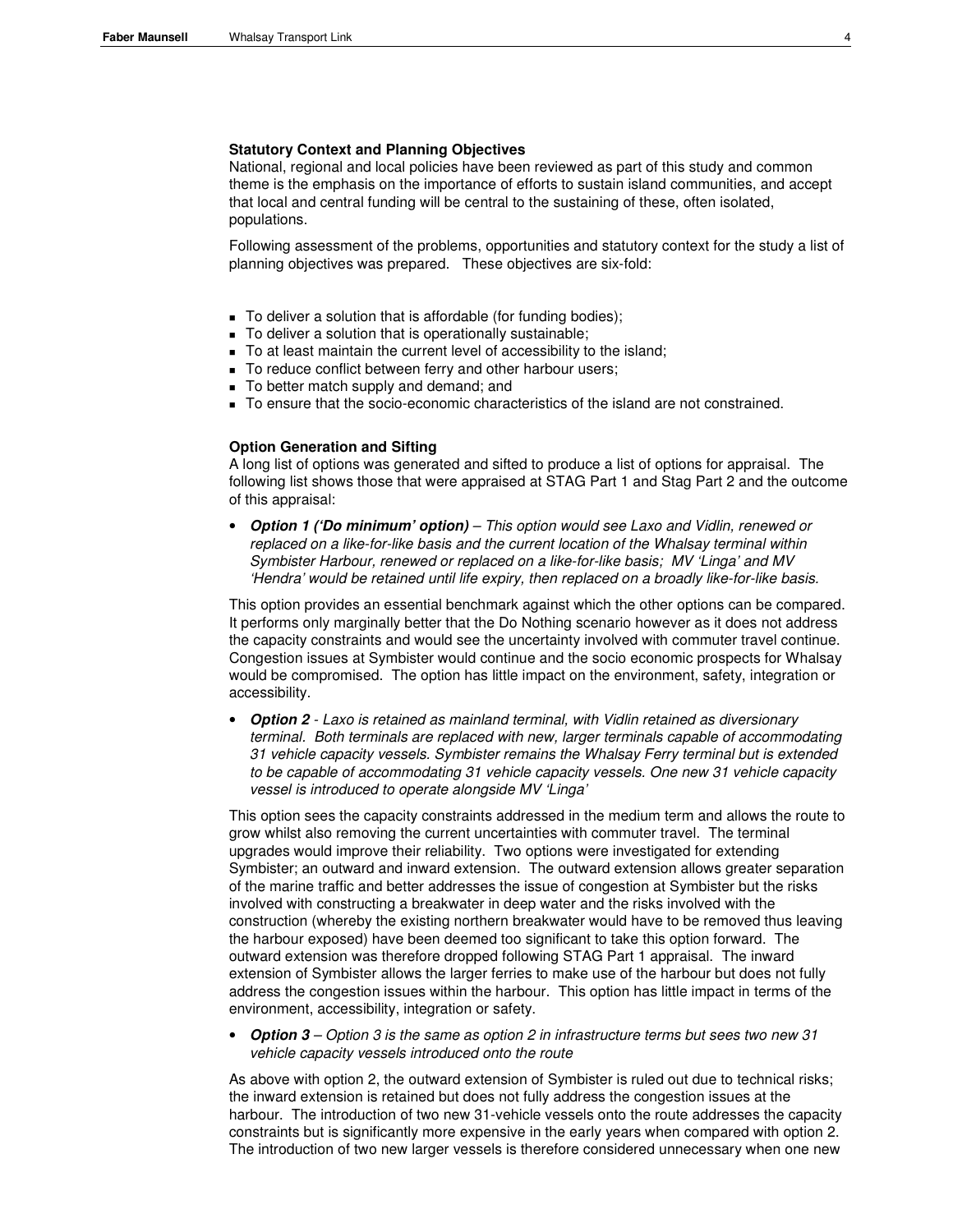### Statutory Context and Planning Objectives

National, regional and local policies have been reviewed as part of this study and common theme is the emphasis on the importance of efforts to sustain island communities, and accept that local and central funding will be central to the sustaining of these, often isolated, populations.

Following assessment of the problems, opportunities and statutory context for the study a list of planning objectives was prepared. These objectives are six-fold:

- To deliver a solution that is affordable (for funding bodies);
- To deliver a solution that is operationally sustainable;
- To at least maintain the current level of accessibility to the island;
- To reduce conflict between ferry and other harbour users;
- To better match supply and demand; and
- To ensure that the socio-economic characteristics of the island are not constrained.

### Option Generation and Sifting

A long list of options was generated and sifted to produce a list of options for appraisal. The following list shows those that were appraised at STAG Part 1 and Stag Part 2 and the outcome of this appraisal:

- ***Option 1 ('Do minimum' option)*** *– This option would see Laxo and Vidlin, renewed or replaced on a like-for-like basis and the current location of the Whalsay terminal within Symbister Harbour, renewed or replaced on a like-for-like basis; MV 'Linga' and MV 'Hendra' would be retained until life expiry, then replaced on a broadly like-for-like basis.*

This option provides an essential benchmark against which the other options can be compared. It performs only marginally better that the Do Nothing scenario however as it does not address the capacity constraints and would see the uncertainty involved with commuter travel continue. Congestion issues at Symbister would continue and the socio economic prospects for Whalsay would be compromised. The option has little impact on the environment, safety, integration or accessibility.

- ***Option 2*** *- Laxo is retained as mainland terminal, with Vidlin retained as diversionary terminal. Both terminals are replaced with new, larger terminals capable of accommodating 31 vehicle capacity vessels. Symbister remains the Whalsay Ferry terminal but is extended to be capable of accommodating 31 vehicle capacity vessels. One new 31 vehicle capacity vessel is introduced to operate alongside MV 'Linga'*

This option sees the capacity constraints addressed in the medium term and allows the route to grow whilst also removing the current uncertainties with commuter travel. The terminal upgrades would improve their reliability. Two options were investigated for extending Symbister; an outward and inward extension. The outward extension allows greater separation of the marine traffic and better addresses the issue of congestion at Symbister but the risks involved with constructing a breakwater in deep water and the risks involved with the construction (whereby the existing northern breakwater would have to be removed thus leaving the harbour exposed) have been deemed too significant to take this option forward. The outward extension was therefore dropped following STAG Part 1 appraisal. The inward extension of Symbister allows the larger ferries to make use of the harbour but does not fully address the congestion issues within the harbour. This option has little impact in terms of the environment, accessibility, integration or safety.

- ***Option 3*** *– Option 3 is the same as option 2 in infrastructure terms but sees two new 31 vehicle capacity vessels introduced onto the route*

As above with option 2, the outward extension of Symbister is ruled out due to technical risks; the inward extension is retained but does not fully address the congestion issues at the harbour. The introduction of two new 31-vehicle vessels onto the route addresses the capacity constraints but is significantly more expensive in the early years when compared with option 2. The introduction of two new larger vessels is therefore considered unnecessary when one new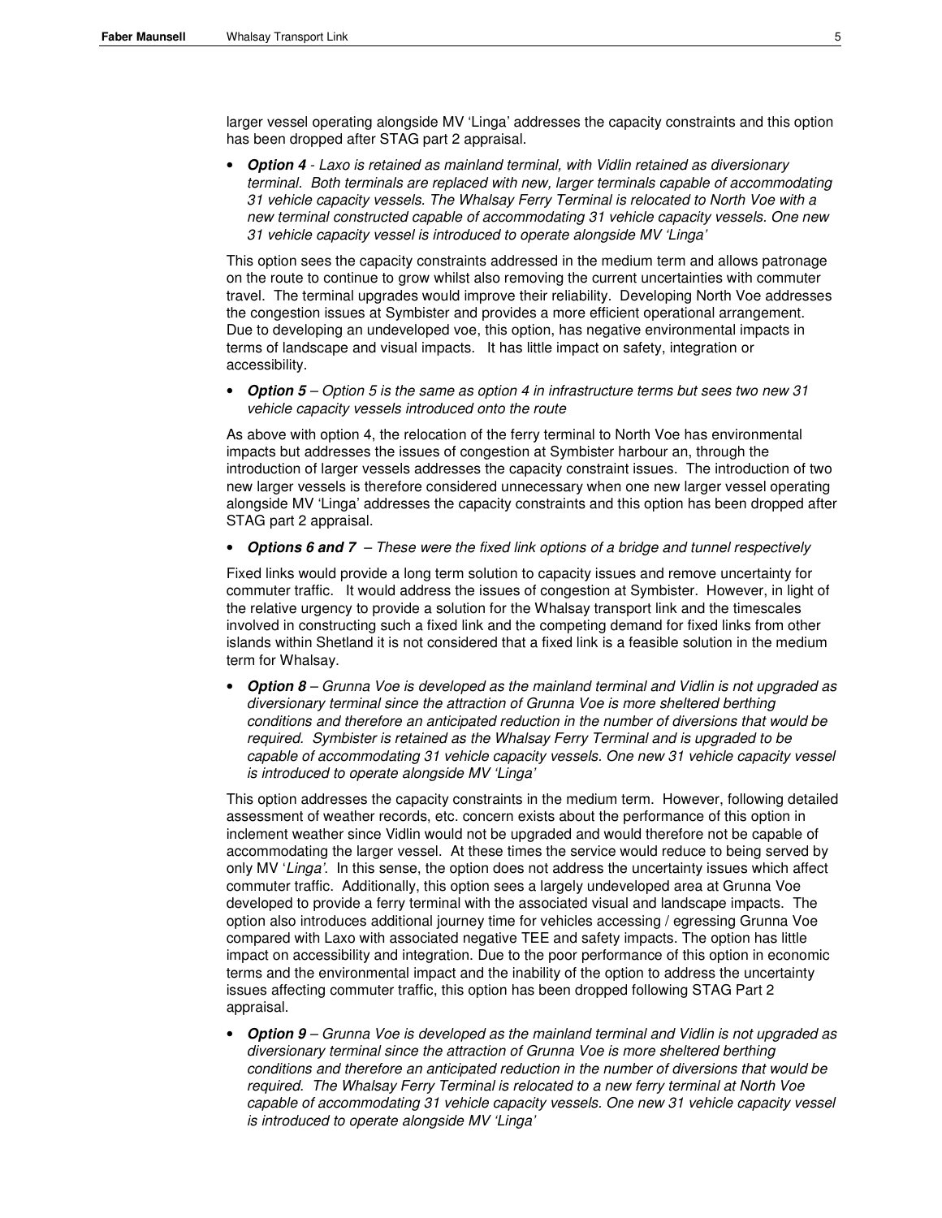larger vessel operating alongside MV 'Linga' addresses the capacity constraints and this option has been dropped after STAG part 2 appraisal.

- ***Option 4*** *- Laxo is retained as mainland terminal, with Vidlin retained as diversionary terminal. Both terminals are replaced with new, larger terminals capable of accommodating 31 vehicle capacity vessels. The Whalsay Ferry Terminal is relocated to North Voe with a new terminal constructed capable of accommodating 31 vehicle capacity vessels. One new 31 vehicle capacity vessel is introduced to operate alongside MV 'Linga'*

This option sees the capacity constraints addressed in the medium term and allows patronage on the route to continue to grow whilst also removing the current uncertainties with commuter travel. The terminal upgrades would improve their reliability. Developing North Voe addresses the congestion issues at Symbister and provides a more efficient operational arrangement. Due to developing an undeveloped voe, this option, has negative environmental impacts in terms of landscape and visual impacts. It has little impact on safety, integration or accessibility.

- ***Option 5*** *– Option 5 is the same as option 4 in infrastructure terms but sees two new 31 vehicle capacity vessels introduced onto the route*

As above with option 4, the relocation of the ferry terminal to North Voe has environmental impacts but addresses the issues of congestion at Symbister harbour an, through the introduction of larger vessels addresses the capacity constraint issues. The introduction of two new larger vessels is therefore considered unnecessary when one new larger vessel operating alongside MV 'Linga' addresses the capacity constraints and this option has been dropped after STAG part 2 appraisal.

- ***Options 6 and 7*** *– These were the fixed link options of a bridge and tunnel respectively*

Fixed links would provide a long term solution to capacity issues and remove uncertainty for commuter traffic. It would address the issues of congestion at Symbister. However, in light of the relative urgency to provide a solution for the Whalsay transport link and the timescales involved in constructing such a fixed link and the competing demand for fixed links from other islands within Shetland it is not considered that a fixed link is a feasible solution in the medium term for Whalsay.

- ***Option 8*** *– Grunna Voe is developed as the mainland terminal and Vidlin is not upgraded as diversionary terminal since the attraction of Grunna Voe is more sheltered berthing conditions and therefore an anticipated reduction in the number of diversions that would be required. Symbister is retained as the Whalsay Ferry Terminal and is upgraded to be capable of accommodating 31 vehicle capacity vessels. One new 31 vehicle capacity vessel is introduced to operate alongside MV 'Linga'*

This option addresses the capacity constraints in the medium term. However, following detailed assessment of weather records, etc. concern exists about the performance of this option in inclement weather since Vidlin would not be upgraded and would therefore not be capable of accommodating the larger vessel. At these times the service would reduce to being served by only MV '*Linga'*. In this sense, the option does not address the uncertainty issues which affect commuter traffic. Additionally, this option sees a largely undeveloped area at Grunna Voe developed to provide a ferry terminal with the associated visual and landscape impacts. The option also introduces additional journey time for vehicles accessing / egressing Grunna Voe compared with Laxo with associated negative TEE and safety impacts. The option has little impact on accessibility and integration. Due to the poor performance of this option in economic terms and the environmental impact and the inability of the option to address the uncertainty issues affecting commuter traffic, this option has been dropped following STAG Part 2 appraisal.

- ***Option 9*** *– Grunna Voe is developed as the mainland terminal and Vidlin is not upgraded as diversionary terminal since the attraction of Grunna Voe is more sheltered berthing conditions and therefore an anticipated reduction in the number of diversions that would be required. The Whalsay Ferry Terminal is relocated to a new ferry terminal at North Voe capable of accommodating 31 vehicle capacity vessels. One new 31 vehicle capacity vessel is introduced to operate alongside MV 'Linga'*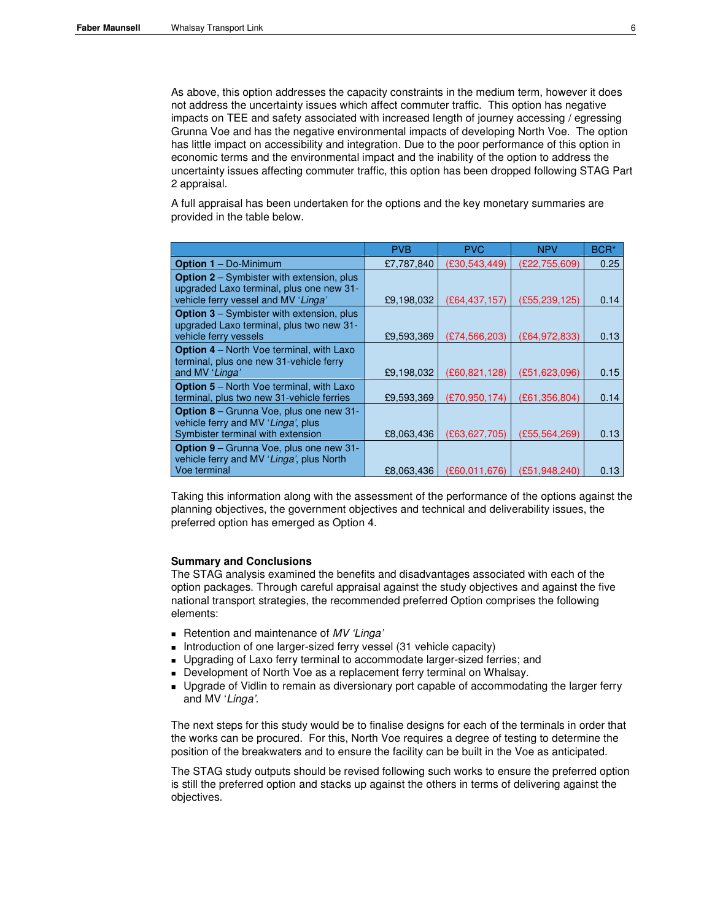As above, this option addresses the capacity constraints in the medium term, however it does not address the uncertainty issues which affect commuter traffic. This option has negative impacts on TEE and safety associated with increased length of journey accessing / egressing Grunna Voe and has the negative environmental impacts of developing North Voe. The option has little impact on accessibility and integration. Due to the poor performance of this option in economic terms and the environmental impact and the inability of the option to address the uncertainty issues affecting commuter traffic, this option has been dropped following STAG Part 2 appraisal.

A full appraisal has been undertaken for the options and the key monetary summaries are provided in the table below.

| | PVB | PVC | NPV | BCR* |
|---|---|---|---|---|
| **Option 1** – Do-Minimum | £7,787,840 | (£30,543,449) | (£22,755,609) | 0.25 |
| **Option 2** – Symbister with extension, plus upgraded Laxo terminal, plus one new 31-vehicle ferry vessel and MV '*Linga*' | £9,198,032 | (£64,437,157) | (£55,239,125) | 0.14 |
| **Option 3** – Symbister with extension, plus upgraded Laxo terminal, plus two new 31-vehicle ferry vessels | £9,593,369 | (£74,566,203) | (£64,972,833) | 0.13 |
| **Option 4** – North Voe terminal, with Laxo terminal, plus one new 31-vehicle ferry and MV '*Linga*' | £9,198,032 | (£60,821,128) | (£51,623,096) | 0.15 |
| **Option 5** – North Voe terminal, with Laxo terminal, plus two new 31-vehicle ferries | £9,593,369 | (£70,950,174) | (£61,356,804) | 0.14 |
| **Option 8** – Grunna Voe, plus one new 31-vehicle ferry and MV '*Linga*', plus Symbister terminal with extension | £8,063,436 | (£63,627,705) | (£55,564,269) | 0.13 |
| **Option 9** – Grunna Voe, plus one new 31-vehicle ferry and MV '*Linga*', plus North Voe terminal | £8,063,436 | (£60,011,676) | (£51,948,240) | 0.13 |

Taking this information along with the assessment of the performance of the options against the planning objectives, the government objectives and technical and deliverability issues, the preferred option has emerged as Option 4.

**Summary and Conclusions**

The STAG analysis examined the benefits and disadvantages associated with each of the option packages. Through careful appraisal against the study objectives and against the five national transport strategies, the recommended preferred Option comprises the following elements:

- Retention and maintenance of *MV 'Linga'*
- Introduction of one larger-sized ferry vessel (31 vehicle capacity)
- Upgrading of Laxo ferry terminal to accommodate larger-sized ferries; and
- Development of North Voe as a replacement ferry terminal on Whalsay.
- Upgrade of Vidlin to remain as diversionary port capable of accommodating the larger ferry and MV '*Linga'*.

The next steps for this study would be to finalise designs for each of the terminals in order that the works can be procured. For this, North Voe requires a degree of testing to determine the position of the breakwaters and to ensure the facility can be built in the Voe as anticipated.

The STAG study outputs should be revised following such works to ensure the preferred option is still the preferred option and stacks up against the others in terms of delivering against the objectives.